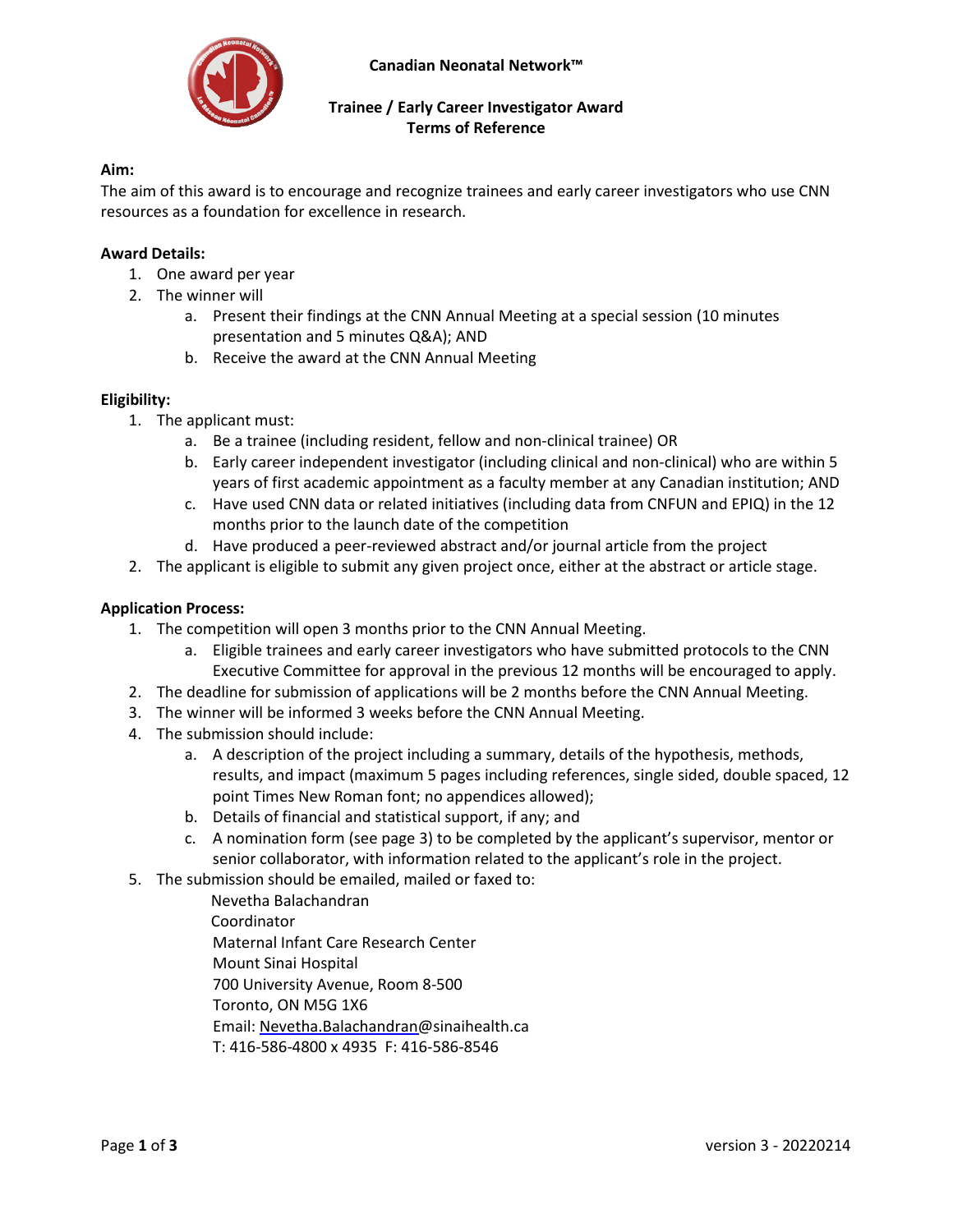# Canadian Neonatal Network™

## Trainee / Early Career Investigator Award
## Terms of Reference

**Aim:**

The aim of this award is to encourage and recognize trainees and early career investigators who use CNN resources as a foundation for excellence in research.

**Award Details:**

1. One award per year
2. The winner will
   a. Present their findings at the CNN Annual Meeting at a special session (10 minutes presentation and 5 minutes Q&A); AND
   b. Receive the award at the CNN Annual Meeting

**Eligibility:**

1. The applicant must:
   a. Be a trainee (including resident, fellow and non-clinical trainee) OR
   b. Early career independent investigator (including clinical and non-clinical) who are within 5 years of first academic appointment as a faculty member at any Canadian institution; AND
   c. Have used CNN data or related initiatives (including data from CNFUN and EPIQ) in the 12 months prior to the launch date of the competition
   d. Have produced a peer-reviewed abstract and/or journal article from the project
2. The applicant is eligible to submit any given project once, either at the abstract or article stage.

**Application Process:**

1. The competition will open 3 months prior to the CNN Annual Meeting.
   a. Eligible trainees and early career investigators who have submitted protocols to the CNN Executive Committee for approval in the previous 12 months will be encouraged to apply.
2. The deadline for submission of applications will be 2 months before the CNN Annual Meeting.
3. The winner will be informed 3 weeks before the CNN Annual Meeting.
4. The submission should include:
   a. A description of the project including a summary, details of the hypothesis, methods, results, and impact (maximum 5 pages including references, single sided, double spaced, 12 point Times New Roman font; no appendices allowed);
   b. Details of financial and statistical support, if any; and
   c. A nomination form (see page 3) to be completed by the applicant's supervisor, mentor or senior collaborator, with information related to the applicant's role in the project.
5. The submission should be emailed, mailed or faxed to:

   Nevetha Balachandran
   Coordinator
   Maternal Infant Care Research Center
   Mount Sinai Hospital
   700 University Avenue, Room 8-500
   Toronto, ON M5G 1X6
   Email: Nevetha.Balachandran@sinaihealth.ca
   T: 416-586-4800 x 4935 F: 416-586-8546

version 3 - 20220214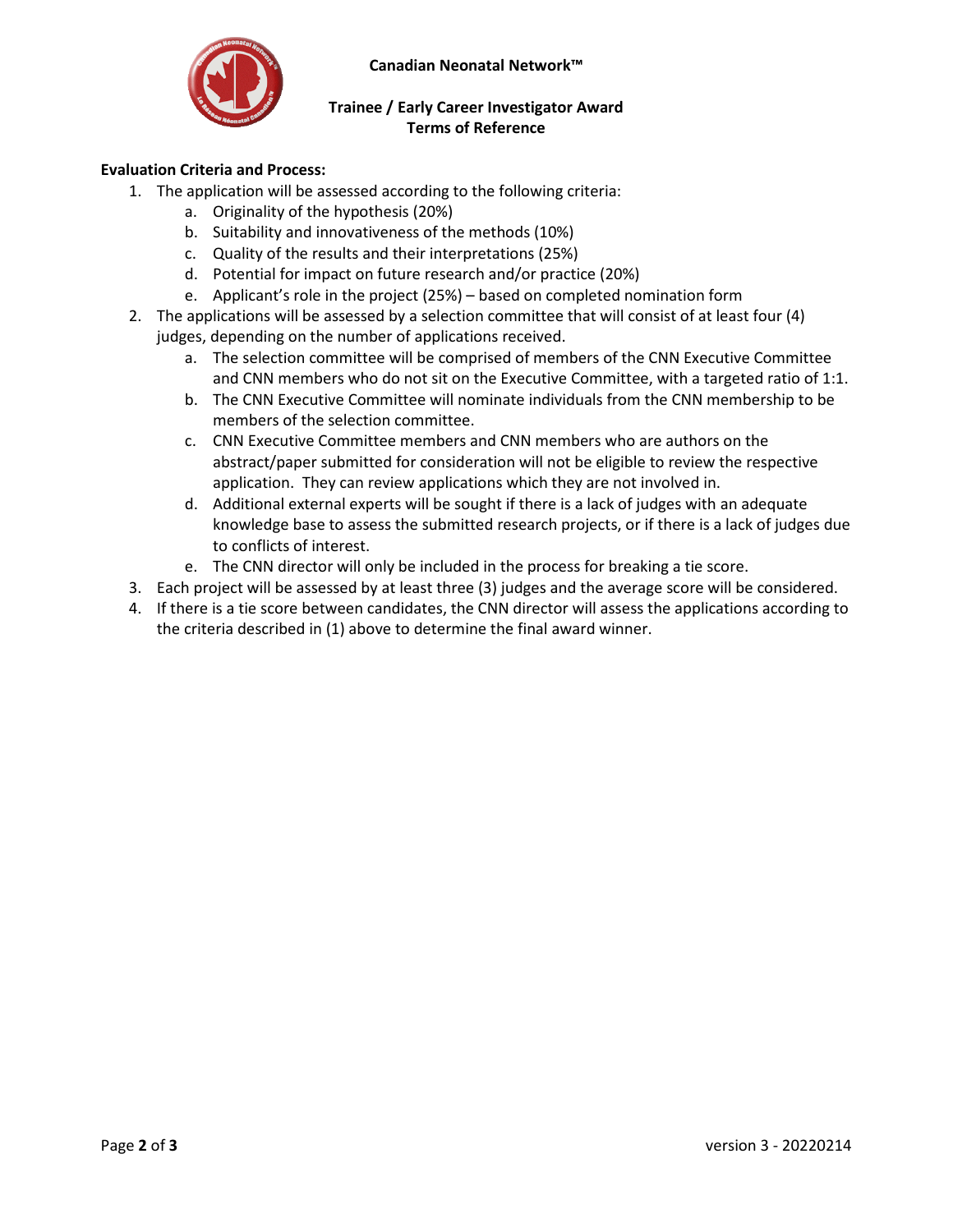**Evaluation Criteria and Process:**

1. The application will be assessed according to the following criteria:
   a. Originality of the hypothesis (20%)
   b. Suitability and innovativeness of the methods (10%)
   c. Quality of the results and their interpretations (25%)
   d. Potential for impact on future research and/or practice (20%)
   e. Applicant's role in the project (25%) – based on completed nomination form
2. The applications will be assessed by a selection committee that will consist of at least four (4) judges, depending on the number of applications received.
   a. The selection committee will be comprised of members of the CNN Executive Committee and CNN members who do not sit on the Executive Committee, with a targeted ratio of 1:1.
   b. The CNN Executive Committee will nominate individuals from the CNN membership to be members of the selection committee.
   c. CNN Executive Committee members and CNN members who are authors on the abstract/paper submitted for consideration will not be eligible to review the respective application. They can review applications which they are not involved in.
   d. Additional external experts will be sought if there is a lack of judges with an adequate knowledge base to assess the submitted research projects, or if there is a lack of judges due to conflicts of interest.
   e. The CNN director will only be included in the process for breaking a tie score.
3. Each project will be assessed by at least three (3) judges and the average score will be considered.
4. If there is a tie score between candidates, the CNN director will assess the applications according to the criteria described in (1) above to determine the final award winner.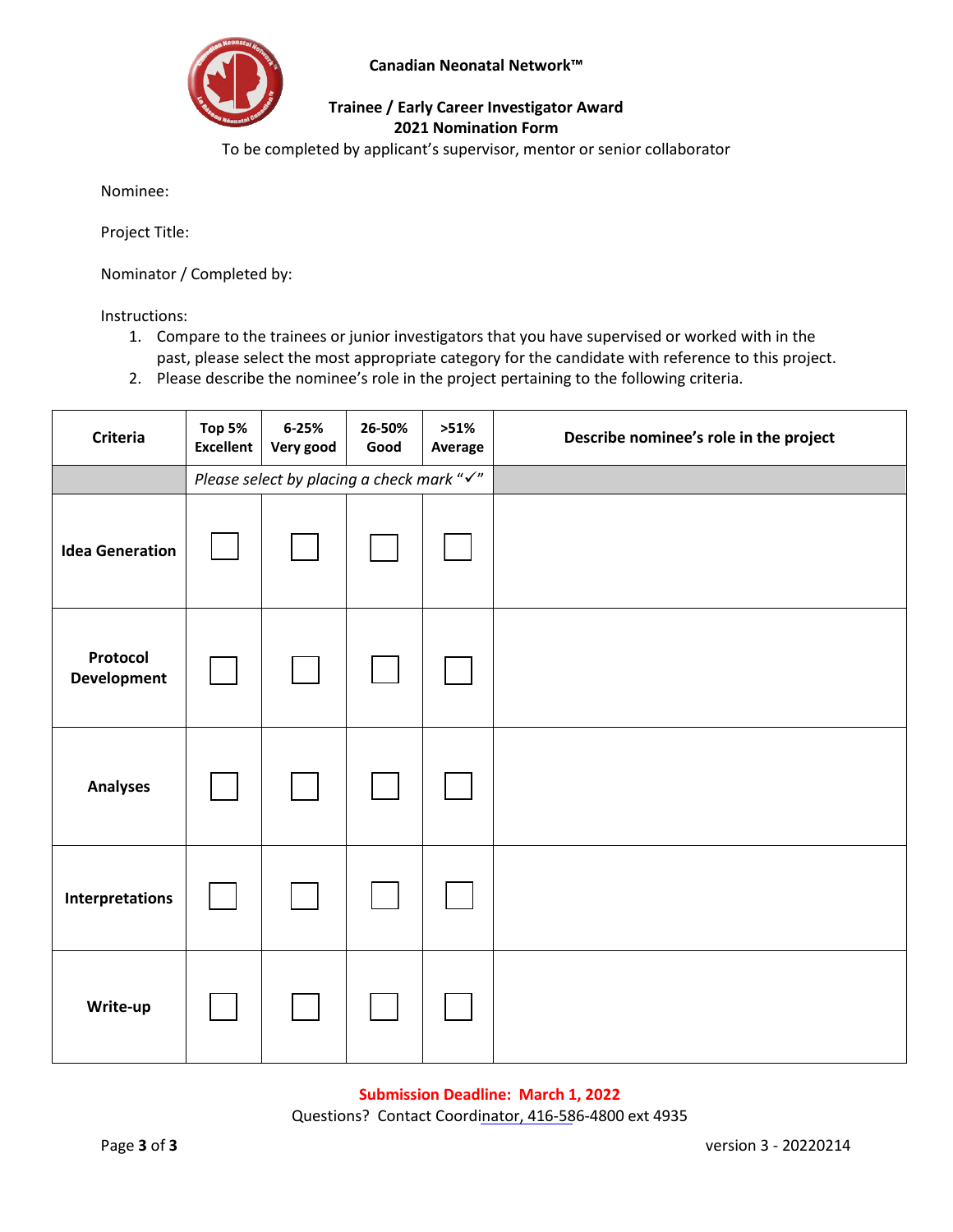**Canadian Neonatal Network™**

**Trainee / Early Career Investigator Award**
**2021 Nomination Form**

To be completed by applicant's supervisor, mentor or senior collaborator

Nominee:

Project Title:

Nominator / Completed by:

Instructions:

1. Compare to the trainees or junior investigators that you have supervised or worked with in the past, please select the most appropriate category for the candidate with reference to this project.
2. Please describe the nominee's role in the project pertaining to the following criteria.

| Criteria | Top 5% Excellent | 6-25% Very good | 26-50% Good | >51% Average | Describe nominee's role in the project |
|---|---|---|---|---|---|
| | *Please select by placing a check mark "✓"* | | | | |
| **Idea Generation** | ☐ | ☐ | ☐ | ☐ | |
| **Protocol Development** | ☐ | ☐ | ☐ | ☐ | |
| **Analyses** | ☐ | ☐ | ☐ | ☐ | |
| **Interpretations** | ☐ | ☐ | ☐ | ☐ | |
| **Write-up** | ☐ | ☐ | ☐ | ☐ | |

**Submission Deadline: March 1, 2022**

Questions? Contact Coordinator, 416-586-4800 ext 4935

version 3 - 20220214